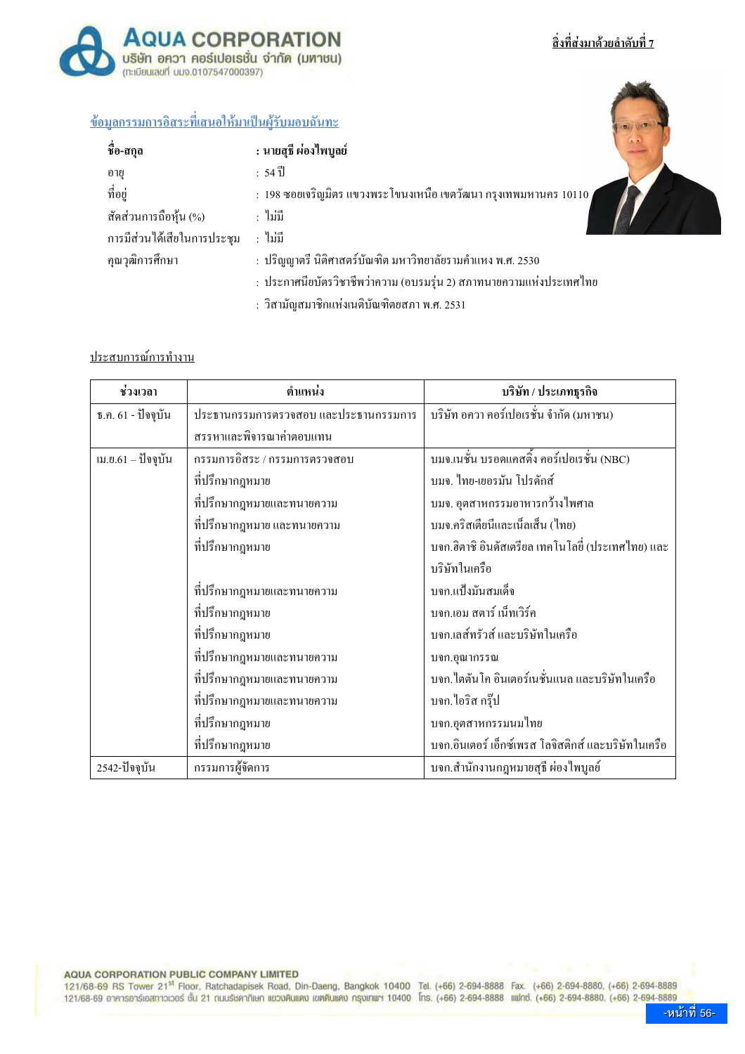สิ่งที่ส่งมาด้วยลำดับที่ 7

## ข้อมูลกรรมการอิสระที่เสนอให้มาเป็นผู้รับมอบฉันทะ

| | |
|---|---|
| **ชื่อ-สกุล** | **: นายสุธี ผ่องไพบูลย์** |
| อายุ | : 54 ปี |
| ที่อยู่ | : 198 ซอยเจริญมิตร แขวงพระโขนงเหนือ เขตวัฒนา กรุงเทพมหานคร 10110 |
| สัดส่วนการถือหุ้น (%) | : ไม่มี |
| การมีส่วนได้เสียในการประชุม | : ไม่มี |
| คุณวุฒิการศึกษา | : ปริญญาตรี นิติศาสตร์บัณฑิต มหาวิทยาลัยรามคำแหง พ.ศ. 2530 |
| | : ประกาศนียบัตรวิชาชีพว่าความ (อบรมรุ่น 2) สภาทนายความแห่งประเทศไทย |
| | : วิสามัญสมาชิกแห่งเนติบัณฑิตยสภา พ.ศ. 2531 |

### ประสบการณ์การทำงาน

| ช่วงเวลา | ตำแหน่ง | บริษัท / ประเภทธุรกิจ |
|---|---|---|
| ธ.ค. 61 - ปัจจุบัน | ประธานกรรมการตรวจสอบ และประธานกรรมการสรรหาและพิจารณาค่าตอบแทน | บริษัท อควา คอร์เปอเรชั่น จำกัด (มหาชน) |
| เม.ย.61 – ปัจจุบัน | กรรมการอิสระ / กรรมการตรวจสอบ | บมจ.เนชั่น บรอดแคสติ้ง คอร์เปอเรชั่น (NBC) |
| | ที่ปรึกษากฎหมาย | บมจ. ไทย-เยอรมัน โปรดักส์ |
| | ที่ปรึกษากฎหมายและทนายความ | บมจ. อุตสาหกรรมอาหารกว้างไพศาล |
| | ที่ปรึกษากฎหมาย และทนายความ | บมจ.คริสเตียนีและเนี็ลเส็น (ไทย) |
| | ที่ปรึกษากฎหมาย | บจก.ฮิตาชิ อินดัสเตรียล เทคโนโลยี่ (ประเทศไทย) และบริษัทในเครือ |
| | ที่ปรึกษากฎหมายและทนายความ | บจก.แป้งมันสมเด็จ |
| | ที่ปรึกษากฎหมาย | บจก.เอม สตาร์ เน็ทเวิร์ค |
| | ที่ปรึกษากฎหมาย | บจก.เลส์ทรัวส์ และบริษัทในเครือ |
| | ที่ปรึกษากฎหมายและทนายความ | บจก.อุฌากรรณ |
| | ที่ปรึกษากฎหมายและทนายความ | บจก.ไดตันโค อินเตอร์เนชั่นแนล และบริษัทในเครือ |
| | ที่ปรึกษากฎหมายและทนายความ | บจก.ไอริส กรุ๊ป |
| | ที่ปรึกษากฎหมาย | บจก.อุตสาหกรรมนมไทย |
| | ที่ปรึกษากฎหมาย | บจก.อินเตอร์ เอ็กซ์เพรส โลจิสติกส์ และบริษัทในเครือ |
| 2542-ปัจจุบัน | กรรมการผู้จัดการ | บจก.สำนักงานกฎหมายสุธี ผ่องไพบูลย์ |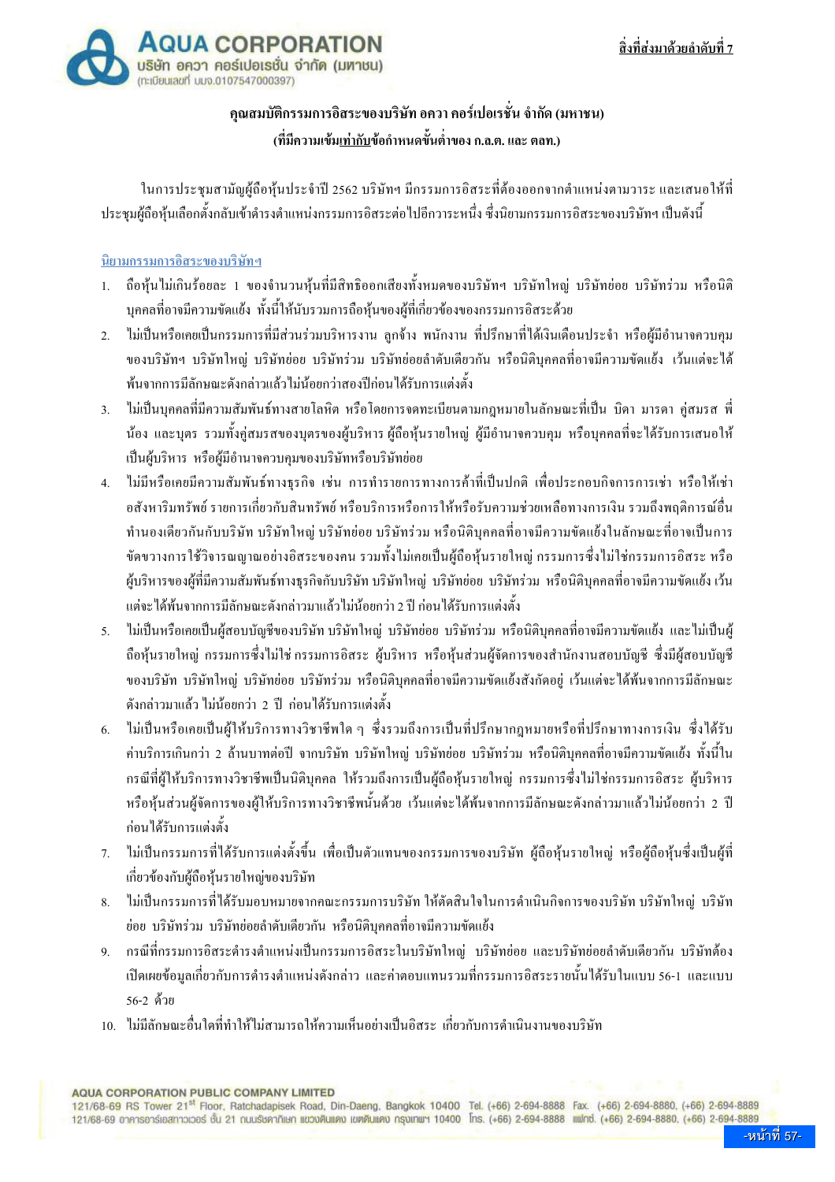สิ่งที่ส่งมาด้วยลำดับที่ 7

**คุณสมบัติกรรมการอิสระของบริษัท อควา คอร์เปอเรชั่น จำกัด (มหาชน)**

**(ที่มีความเข้มเท่ากับข้อกำหนดขั้นต่ำของ ก.ล.ต. และ ตลท.)**

ในการประชุมสามัญผู้ถือหุ้นประจำปี 2562 บริษัทฯ มีกรรมการอิสระที่ต้องออกจากตำแหน่งตามวาระ และเสนอให้ที่ประชุมผู้ถือหุ้นเลือกตั้งกลับเข้าดำรงตำแหน่งกรรมการอิสระต่อไปอีกวาระหนึ่ง ซึ่งนิยามกรรมการอิสระของบริษัทฯ เป็นดังนี้

**นิยามกรรมการอิสระของบริษัทฯ**

1. ถือหุ้นไม่เกินร้อยละ 1 ของจำนวนหุ้นที่มีสิทธิออกเสียงทั้งหมดของบริษัทฯ บริษัทใหญ่ บริษัทย่อย บริษัทร่วม หรือนิติบุคคลที่อาจมีความขัดแย้ง ทั้งนี้ให้นับรวมการถือหุ้นของผู้ที่เกี่ยวข้องของกรรมการอิสระด้วย
2. ไม่เป็นหรือเคยเป็นกรรมการที่มีส่วนร่วมบริหารงาน ลูกจ้าง พนักงาน ที่ปรึกษาที่ได้เงินเดือนประจำ หรือผู้มีอำนาจควบคุมของบริษัทฯ บริษัทใหญ่ บริษัทย่อย บริษัทร่วม บริษัทย่อยลำดับเดียวกัน หรือนิติบุคคลที่อาจมีความขัดแย้ง เว้นแต่จะได้พ้นจากการมีลักษณะดังกล่าวแล้วไม่น้อยกว่าสองปีก่อนได้รับการแต่งตั้ง
3. ไม่เป็นบุคคลที่มีความสัมพันธ์ทางสายโลหิต หรือโดยการจดทะเบียนตามกฎหมายในลักษณะที่เป็น บิดา มารดา คู่สมรส พี่น้อง และบุตร รวมทั้งคู่สมรสของบุตรของผู้บริหาร ผู้ถือหุ้นรายใหญ่ ผู้มีอำนาจควบคุม หรือบุคคลที่จะได้รับการเสนอให้เป็นผู้บริหาร หรือผู้มีอำนาจควบคุมของบริษัทหรือบริษัทย่อย
4. ไม่มีหรือเคยมีความสัมพันธ์ทางธุรกิจ เช่น การทำรายการทางการค้าที่เป็นปกติ เพื่อประกอบกิจการการเช่า หรือให้เช่าอสังหาริมทรัพย์ รายการเกี่ยวกับสินทรัพย์ หรือบริการหรือการให้หรือรับความช่วยเหลือทางการเงิน รวมถึงพฤติการณ์อื่นทำนองเดียวกันกับบริษัท บริษัทใหญ่ บริษัทย่อย บริษัทร่วม หรือนิติบุคคลที่อาจมีความขัดแย้งในลักษณะที่อาจเป็นการขัดขวางการใช้วิจารณญาณอย่างอิสระของตน รวมทั้งไม่เคยเป็นผู้ถือหุ้นรายใหญ่ กรรมการซึ่งไม่ใช่กรรมการอิสระ หรือผู้บริหารของผู้ที่มีความสัมพันธ์ทางธุรกิจกับบริษัท บริษัทใหญ่ บริษัทย่อย บริษัทร่วม หรือนิติบุคคลที่อาจมีความขัดแย้ง เว้นแต่จะได้พ้นจากการมีลักษณะดังกล่าวมาแล้วไม่น้อยกว่า 2 ปี ก่อนได้รับการแต่งตั้ง
5. ไม่เป็นหรือเคยเป็นผู้สอบบัญชีของบริษัท บริษัทใหญ่ บริษัทย่อย บริษัทร่วม หรือนิติบุคคลที่อาจมีความขัดแย้ง และไม่เป็นผู้ถือหุ้นรายใหญ่ กรรมการซึ่งไม่ใช่กรรมการอิสระ ผู้บริหาร หรือหุ้นส่วนผู้จัดการของสำนักงานสอบบัญชี ซึ่งมีผู้สอบบัญชีของบริษัท บริษัทใหญ่ บริษัทย่อย บริษัทร่วม หรือนิติบุคคลที่อาจมีความขัดแย้งสังกัดอยู่ เว้นแต่จะได้พ้นจากการมีลักษณะดังกล่าวมาแล้ว ไม่น้อยกว่า 2 ปี ก่อนได้รับการแต่งตั้ง
6. ไม่เป็นหรือเคยเป็นผู้ให้บริการทางวิชาชีพใด ๆ ซึ่งรวมถึงการเป็นที่ปรึกษากฎหมายหรือที่ปรึกษาทางการเงิน ซึ่งได้รับค่าบริการเกินกว่า 2 ล้านบาทต่อปี จากบริษัท บริษัทใหญ่ บริษัทย่อย บริษัทร่วม หรือนิติบุคคลที่อาจมีความขัดแย้ง ทั้งนี้ในกรณีที่ผู้ให้บริการทางวิชาชีพเป็นนิติบุคคล ให้รวมถึงการเป็นผู้ถือหุ้นรายใหญ่ กรรมการซึ่งไม่ใช่กรรมการอิสระ ผู้บริหาร หรือหุ้นส่วนผู้จัดการของผู้ให้บริการทางวิชาชีพนั้นด้วย เว้นแต่จะได้พ้นจากการมีลักษณะดังกล่าวมาแล้วไม่น้อยกว่า 2 ปี ก่อนได้รับการแต่งตั้ง
7. ไม่เป็นกรรมการที่ได้รับการแต่งตั้งขึ้น เพื่อเป็นตัวแทนของกรรมการของบริษัท ผู้ถือหุ้นรายใหญ่ หรือผู้ถือหุ้นซึ่งเป็นผู้ที่เกี่ยวข้องกับผู้ถือหุ้นรายใหญ่ของบริษัท
8. ไม่เป็นกรรมการที่ได้รับมอบหมายจากคณะกรรมการบริษัท ให้ตัดสินใจในการดำเนินกิจการของบริษัท บริษัทใหญ่ บริษัทย่อย บริษัทร่วม บริษัทย่อยลำดับเดียวกัน หรือนิติบุคคลที่อาจมีความขัดแย้ง
9. กรณีที่กรรมการอิสระดำรงตำแหน่งเป็นกรรมการอิสระในบริษัทใหญ่ บริษัทย่อย และบริษัทย่อยลำดับเดียวกัน บริษัทต้องเปิดเผยข้อมูลเกี่ยวกับการดำรงตำแหน่งดังกล่าว และค่าตอบแทนรวมที่กรรมการอิสระรายนั้นได้รับในแบบ 56-1 และแบบ 56-2 ด้วย
10. ไม่มีลักษณะอื่นใดที่ทำให้ไม่สามารถให้ความเห็นอย่างเป็นอิสระ เกี่ยวกับการดำเนินงานของบริษัท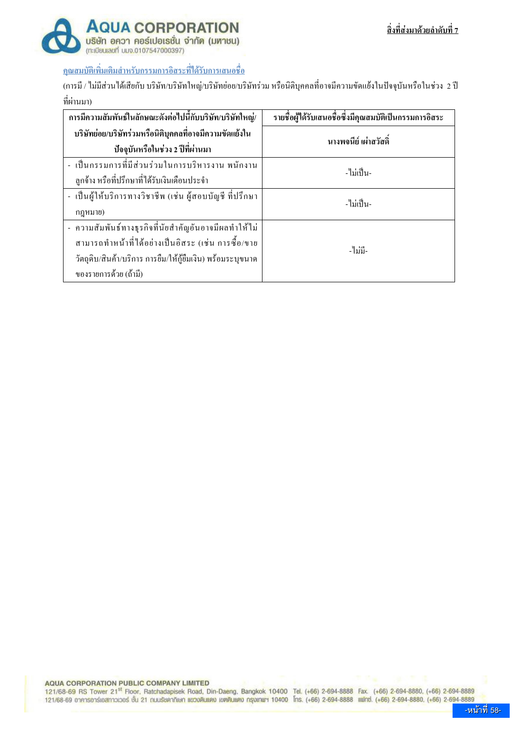สิ่งที่ส่งมาด้วยลำดับที่ 7

คุณสมบัติเพิ่มเติมสำหรับกรรมการอิสระที่ได้รับการเสนอชื่อ

(การมี / ไม่มีส่วนได้เสียกับ บริษัท/บริษัทใหญ่/บริษัทย่อย/บริษัทร่วม หรือนิติบุคคลที่อาจมีความขัดแย้งในปัจจุบันหรือในช่วง 2 ปีที่ผ่านมา)

| การมีความสัมพันธ์ในลักษณะดังต่อไปนี้กับบริษัท/บริษัทใหญ่/บริษัทย่อย/บริษัทร่วมหรือนิติบุคคลที่อาจมีความขัดแย้งในปัจจุบันหรือในช่วง 2 ปีที่ผ่านมา | รายชื่อผู้ได้รับเสนอชื่อซึ่งมีคุณสมบัติเป็นกรรมการอิสระ |
|---|---|
| | นางพจนีย์ เผ่าสวัสดิ์ |
| - เป็นกรรมการที่มีส่วนร่วมในการบริหารงาน พนักงาน ลูกจ้าง หรือที่ปรึกษาที่ได้รับเงินเดือนประจำ | -ไม่เป็น- |
| - เป็นผู้ให้บริการทางวิชาชีพ (เช่น ผู้สอบบัญชี ที่ปรึกษากฎหมาย) | -ไม่เป็น- |
| - ความสัมพันธ์ทางธุรกิจที่นัยสำคัญอันอาจมีผลทำให้ไม่สามารถทำหน้าที่ได้อย่างเป็นอิสระ (เช่น การซื้อ/ขายวัตถุดิบ/สินค้า/บริการ การยืม/ให้กู้ยืมเงิน) พร้อมระบุขนาดของรายการด้วย (ถ้ามี) | -ไม่มี- |